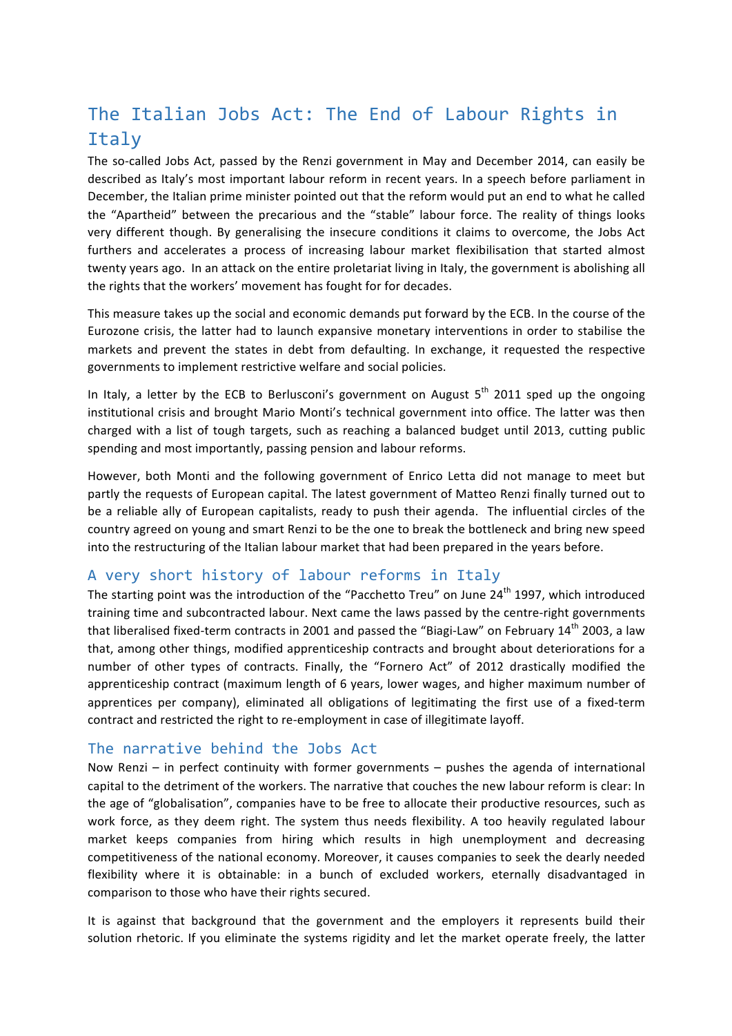# The Italian Jobs Act: The End of Labour Rights in Italy

The so-called Jobs Act, passed by the Renzi government in May and December 2014, can easily be described as Italy's most important labour reform in recent years. In a speech before parliament in December, the Italian prime minister pointed out that the reform would put an end to what he called the "Apartheid" between the precarious and the "stable" labour force. The reality of things looks very different though. By generalising the insecure conditions it claims to overcome, the Jobs Act furthers and accelerates a process of increasing labour market flexibilisation that started almost twenty years ago. In an attack on the entire proletariat living in Italy, the government is abolishing all the rights that the workers' movement has fought for for decades.

This measure takes up the social and economic demands put forward by the ECB. In the course of the Eurozone crisis, the latter had to launch expansive monetary interventions in order to stabilise the markets and prevent the states in debt from defaulting. In exchange, it requested the respective governments to implement restrictive welfare and social policies.

In Italy, a letter by the ECB to Berlusconi's government on August 5th 2011 sped up the ongoing institutional crisis and brought Mario Monti's technical government into office. The latter was then charged with a list of tough targets, such as reaching a balanced budget until 2013, cutting public spending and most importantly, passing pension and labour reforms.

However, both Monti and the following government of Enrico Letta did not manage to meet but partly the requests of European capital. The latest government of Matteo Renzi finally turned out to be a reliable ally of European capitalists, ready to push their agenda. The influential circles of the country agreed on young and smart Renzi to be the one to break the bottleneck and bring new speed into the restructuring of the Italian labour market that had been prepared in the years before.

## A very short history of labour reforms in Italy

The starting point was the introduction of the "Pacchetto Treu" on June 24th 1997, which introduced training time and subcontracted labour. Next came the laws passed by the centre-right governments that liberalised fixed-term contracts in 2001 and passed the "Biagi-Law" on February 14th 2003, a law that, among other things, modified apprenticeship contracts and brought about deteriorations for a number of other types of contracts. Finally, the "Fornero Act" of 2012 drastically modified the apprenticeship contract (maximum length of 6 years, lower wages, and higher maximum number of apprentices per company), eliminated all obligations of legitimating the first use of a fixed-term contract and restricted the right to re-employment in case of illegitimate layoff.

## The narrative behind the Jobs Act

Now Renzi – in perfect continuity with former governments – pushes the agenda of international capital to the detriment of the workers. The narrative that couches the new labour reform is clear: In the age of "globalisation", companies have to be free to allocate their productive resources, such as work force, as they deem right. The system thus needs flexibility. A too heavily regulated labour market keeps companies from hiring which results in high unemployment and decreasing competitiveness of the national economy. Moreover, it causes companies to seek the dearly needed flexibility where it is obtainable: in a bunch of excluded workers, eternally disadvantaged in comparison to those who have their rights secured.

It is against that background that the government and the employers it represents build their solution rhetoric. If you eliminate the systems rigidity and let the market operate freely, the latter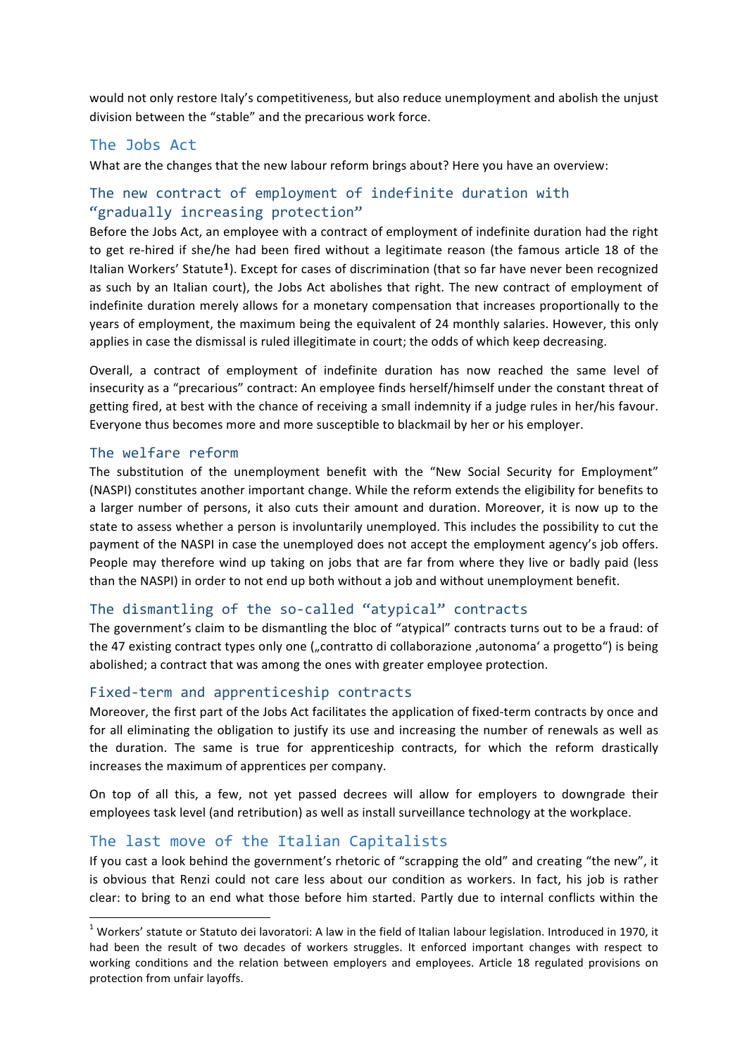would not only restore Italy's competitiveness, but also reduce unemployment and abolish the unjust division between the "stable" and the precarious work force.

## The Jobs Act

What are the changes that the new labour reform brings about? Here you have an overview:

### The new contract of employment of indefinite duration with "gradually increasing protection"

Before the Jobs Act, an employee with a contract of employment of indefinite duration had the right to get re-hired if she/he had been fired without a legitimate reason (the famous article 18 of the Italian Workers' Statute[1]). Except for cases of discrimination (that so far have never been recognized as such by an Italian court), the Jobs Act abolishes that right. The new contract of employment of indefinite duration merely allows for a monetary compensation that increases proportionally to the years of employment, the maximum being the equivalent of 24 monthly salaries. However, this only applies in case the dismissal is ruled illegitimate in court; the odds of which keep decreasing.

Overall, a contract of employment of indefinite duration has now reached the same level of insecurity as a "precarious" contract: An employee finds herself/himself under the constant threat of getting fired, at best with the chance of receiving a small indemnity if a judge rules in her/his favour. Everyone thus becomes more and more susceptible to blackmail by her or his employer.

### The welfare reform

The substitution of the unemployment benefit with the "New Social Security for Employment" (NASPI) constitutes another important change. While the reform extends the eligibility for benefits to a larger number of persons, it also cuts their amount and duration. Moreover, it is now up to the state to assess whether a person is involuntarily unemployed. This includes the possibility to cut the payment of the NASPI in case the unemployed does not accept the employment agency's job offers. People may therefore wind up taking on jobs that are far from where they live or badly paid (less than the NASPI) in order to not end up both without a job and without unemployment benefit.

### The dismantling of the so-called "atypical" contracts

The government's claim to be dismantling the bloc of "atypical" contracts turns out to be a fraud: of the 47 existing contract types only one („contratto di collaborazione ‚autonoma' a progetto") is being abolished; a contract that was among the ones with greater employee protection.

### Fixed-term and apprenticeship contracts

Moreover, the first part of the Jobs Act facilitates the application of fixed-term contracts by once and for all eliminating the obligation to justify its use and increasing the number of renewals as well as the duration. The same is true for apprenticeship contracts, for which the reform drastically increases the maximum of apprentices per company.

On top of all this, a few, not yet passed decrees will allow for employers to downgrade their employees task level (and retribution) as well as install surveillance technology at the workplace.

## The last move of the Italian Capitalists

If you cast a look behind the government's rhetoric of "scrapping the old" and creating "the new", it is obvious that Renzi could not care less about our condition as workers. In fact, his job is rather clear: to bring to an end what those before him started. Partly due to internal conflicts within the

---

[1] Workers' statute or Statuto dei lavoratori: A law in the field of Italian labour legislation. Introduced in 1970, it had been the result of two decades of workers struggles. It enforced important changes with respect to working conditions and the relation between employers and employees. Article 18 regulated provisions on protection from unfair layoffs.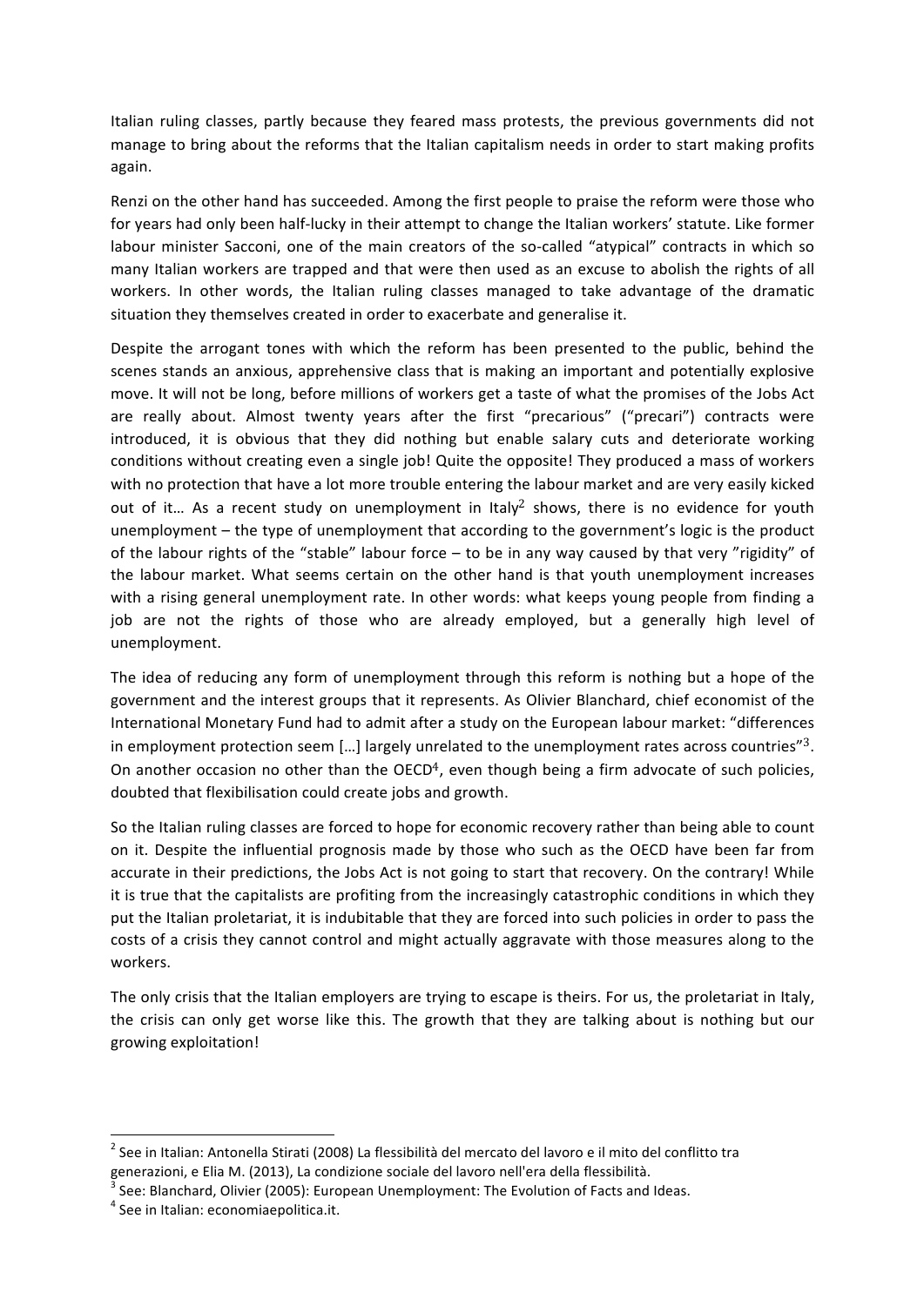Italian ruling classes, partly because they feared mass protests, the previous governments did not manage to bring about the reforms that the Italian capitalism needs in order to start making profits again.

Renzi on the other hand has succeeded. Among the first people to praise the reform were those who for years had only been half-lucky in their attempt to change the Italian workers' statute. Like former labour minister Sacconi, one of the main creators of the so-called "atypical" contracts in which so many Italian workers are trapped and that were then used as an excuse to abolish the rights of all workers. In other words, the Italian ruling classes managed to take advantage of the dramatic situation they themselves created in order to exacerbate and generalise it.

Despite the arrogant tones with which the reform has been presented to the public, behind the scenes stands an anxious, apprehensive class that is making an important and potentially explosive move. It will not be long, before millions of workers get a taste of what the promises of the Jobs Act are really about. Almost twenty years after the first "precarious" ("precari") contracts were introduced, it is obvious that they did nothing but enable salary cuts and deteriorate working conditions without creating even a single job! Quite the opposite! They produced a mass of workers with no protection that have a lot more trouble entering the labour market and are very easily kicked out of it… As a recent study on unemployment in Italy[2] shows, there is no evidence for youth unemployment – the type of unemployment that according to the government's logic is the product of the labour rights of the "stable" labour force – to be in any way caused by that very "rigidity" of the labour market. What seems certain on the other hand is that youth unemployment increases with a rising general unemployment rate. In other words: what keeps young people from finding a job are not the rights of those who are already employed, but a generally high level of unemployment.

The idea of reducing any form of unemployment through this reform is nothing but a hope of the government and the interest groups that it represents. As Olivier Blanchard, chief economist of the International Monetary Fund had to admit after a study on the European labour market: "differences in employment protection seem […] largely unrelated to the unemployment rates across countries"[3]. On another occasion no other than the OECD[4], even though being a firm advocate of such policies, doubted that flexibilisation could create jobs and growth.

So the Italian ruling classes are forced to hope for economic recovery rather than being able to count on it. Despite the influential prognosis made by those who such as the OECD have been far from accurate in their predictions, the Jobs Act is not going to start that recovery. On the contrary! While it is true that the capitalists are profiting from the increasingly catastrophic conditions in which they put the Italian proletariat, it is indubitable that they are forced into such policies in order to pass the costs of a crisis they cannot control and might actually aggravate with those measures along to the workers.

The only crisis that the Italian employers are trying to escape is theirs. For us, the proletariat in Italy, the crisis can only get worse like this. The growth that they are talking about is nothing but our growing exploitation!

---

[2] See in Italian: Antonella Stirati (2008) La flessibilità del mercato del lavoro e il mito del conflitto tra generazioni, e Elia M. (2013), La condizione sociale del lavoro nell'era della flessibilità.

[3] See: Blanchard, Olivier (2005): European Unemployment: The Evolution of Facts and Ideas.

[4] See in Italian: economiaepolitica.it.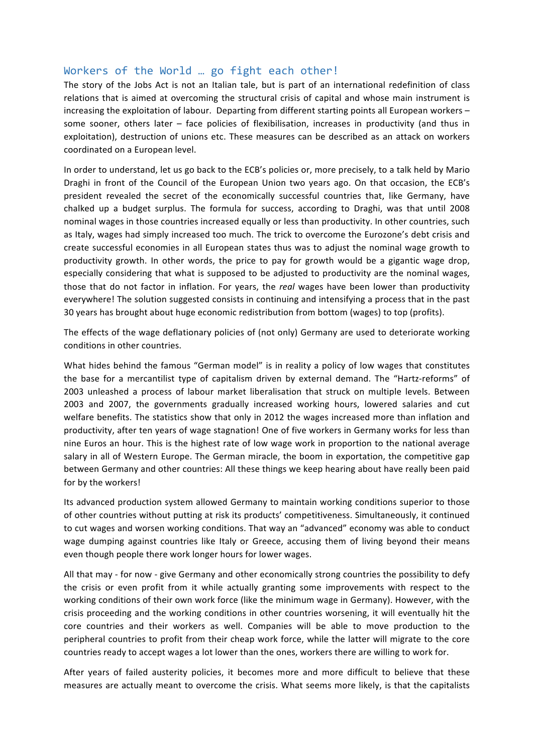## Workers of the World … go fight each other!

The story of the Jobs Act is not an Italian tale, but is part of an international redefinition of class relations that is aimed at overcoming the structural crisis of capital and whose main instrument is increasing the exploitation of labour. Departing from different starting points all European workers – some sooner, others later – face policies of flexibilisation, increases in productivity (and thus in exploitation), destruction of unions etc. These measures can be described as an attack on workers coordinated on a European level.

In order to understand, let us go back to the ECB's policies or, more precisely, to a talk held by Mario Draghi in front of the Council of the European Union two years ago. On that occasion, the ECB's president revealed the secret of the economically successful countries that, like Germany, have chalked up a budget surplus. The formula for success, according to Draghi, was that until 2008 nominal wages in those countries increased equally or less than productivity. In other countries, such as Italy, wages had simply increased too much. The trick to overcome the Eurozone's debt crisis and create successful economies in all European states thus was to adjust the nominal wage growth to productivity growth. In other words, the price to pay for growth would be a gigantic wage drop, especially considering that what is supposed to be adjusted to productivity are the nominal wages, those that do not factor in inflation. For years, the *real* wages have been lower than productivity everywhere! The solution suggested consists in continuing and intensifying a process that in the past 30 years has brought about huge economic redistribution from bottom (wages) to top (profits).

The effects of the wage deflationary policies of (not only) Germany are used to deteriorate working conditions in other countries.

What hides behind the famous "German model" is in reality a policy of low wages that constitutes the base for a mercantilist type of capitalism driven by external demand. The "Hartz-reforms" of 2003 unleashed a process of labour market liberalisation that struck on multiple levels. Between 2003 and 2007, the governments gradually increased working hours, lowered salaries and cut welfare benefits. The statistics show that only in 2012 the wages increased more than inflation and productivity, after ten years of wage stagnation! One of five workers in Germany works for less than nine Euros an hour. This is the highest rate of low wage work in proportion to the national average salary in all of Western Europe. The German miracle, the boom in exportation, the competitive gap between Germany and other countries: All these things we keep hearing about have really been paid for by the workers!

Its advanced production system allowed Germany to maintain working conditions superior to those of other countries without putting at risk its products' competitiveness. Simultaneously, it continued to cut wages and worsen working conditions. That way an "advanced" economy was able to conduct wage dumping against countries like Italy or Greece, accusing them of living beyond their means even though people there work longer hours for lower wages.

All that may - for now - give Germany and other economically strong countries the possibility to defy the crisis or even profit from it while actually granting some improvements with respect to the working conditions of their own work force (like the minimum wage in Germany). However, with the crisis proceeding and the working conditions in other countries worsening, it will eventually hit the core countries and their workers as well. Companies will be able to move production to the peripheral countries to profit from their cheap work force, while the latter will migrate to the core countries ready to accept wages a lot lower than the ones, workers there are willing to work for.

After years of failed austerity policies, it becomes more and more difficult to believe that these measures are actually meant to overcome the crisis. What seems more likely, is that the capitalists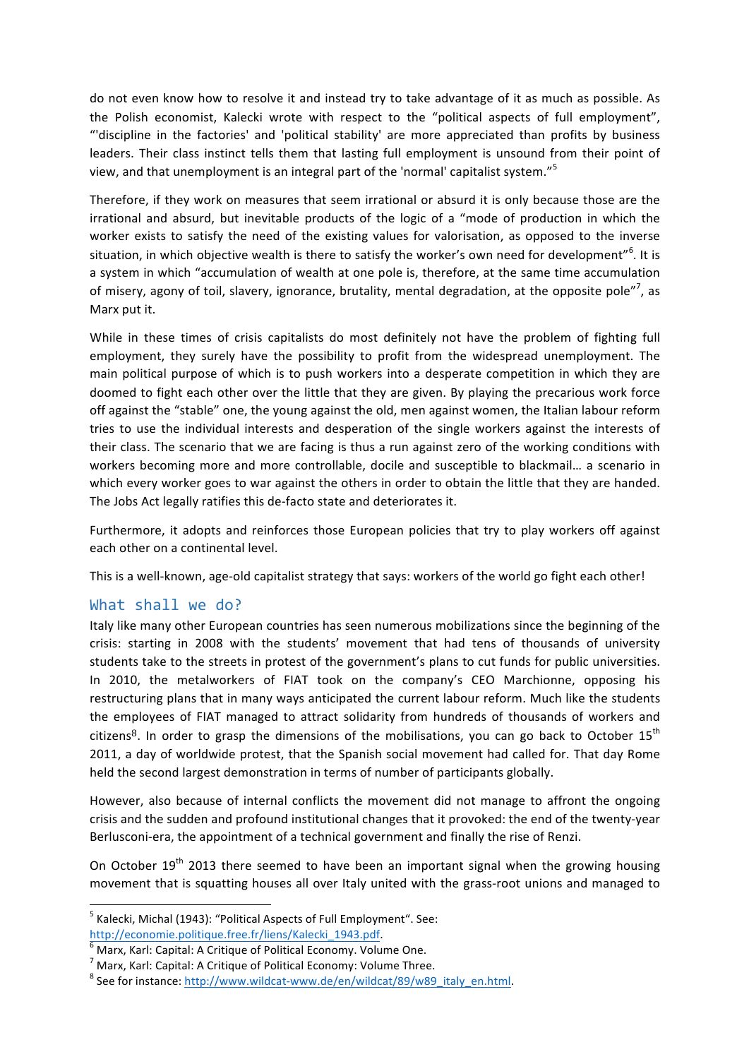do not even know how to resolve it and instead try to take advantage of it as much as possible. As the Polish economist, Kalecki wrote with respect to the "political aspects of full employment", "'discipline in the factories' and 'political stability' are more appreciated than profits by business leaders. Their class instinct tells them that lasting full employment is unsound from their point of view, and that unemployment is an integral part of the 'normal' capitalist system."[5]

Therefore, if they work on measures that seem irrational or absurd it is only because those are the irrational and absurd, but inevitable products of the logic of a "mode of production in which the worker exists to satisfy the need of the existing values for valorisation, as opposed to the inverse situation, in which objective wealth is there to satisfy the worker's own need for development"[6]. It is a system in which "accumulation of wealth at one pole is, therefore, at the same time accumulation of misery, agony of toil, slavery, ignorance, brutality, mental degradation, at the opposite pole"[7], as Marx put it.

While in these times of crisis capitalists do most definitely not have the problem of fighting full employment, they surely have the possibility to profit from the widespread unemployment. The main political purpose of which is to push workers into a desperate competition in which they are doomed to fight each other over the little that they are given. By playing the precarious work force off against the "stable" one, the young against the old, men against women, the Italian labour reform tries to use the individual interests and desperation of the single workers against the interests of their class. The scenario that we are facing is thus a run against zero of the working conditions with workers becoming more and more controllable, docile and susceptible to blackmail… a scenario in which every worker goes to war against the others in order to obtain the little that they are handed. The Jobs Act legally ratifies this de-facto state and deteriorates it.

Furthermore, it adopts and reinforces those European policies that try to play workers off against each other on a continental level.

This is a well-known, age-old capitalist strategy that says: workers of the world go fight each other!

## What shall we do?

Italy like many other European countries has seen numerous mobilizations since the beginning of the crisis: starting in 2008 with the students' movement that had tens of thousands of university students take to the streets in protest of the government's plans to cut funds for public universities. In 2010, the metalworkers of FIAT took on the company's CEO Marchionne, opposing his restructuring plans that in many ways anticipated the current labour reform. Much like the students the employees of FIAT managed to attract solidarity from hundreds of thousands of workers and citizens[8]. In order to grasp the dimensions of the mobilisations, you can go back to October 15th 2011, a day of worldwide protest, that the Spanish social movement had called for. That day Rome held the second largest demonstration in terms of number of participants globally.

However, also because of internal conflicts the movement did not manage to affront the ongoing crisis and the sudden and profound institutional changes that it provoked: the end of the twenty-year Berlusconi-era, the appointment of a technical government and finally the rise of Renzi.

On October 19th 2013 there seemed to have been an important signal when the growing housing movement that is squatting houses all over Italy united with the grass-root unions and managed to

---

[5] Kalecki, Michal (1943): "Political Aspects of Full Employment". See: http://economie.politique.free.fr/liens/Kalecki_1943.pdf.

[6] Marx, Karl: Capital: A Critique of Political Economy. Volume One.

[7] Marx, Karl: Capital: A Critique of Political Economy: Volume Three.

[8] See for instance: http://www.wildcat-www.de/en/wildcat/89/w89_italy_en.html.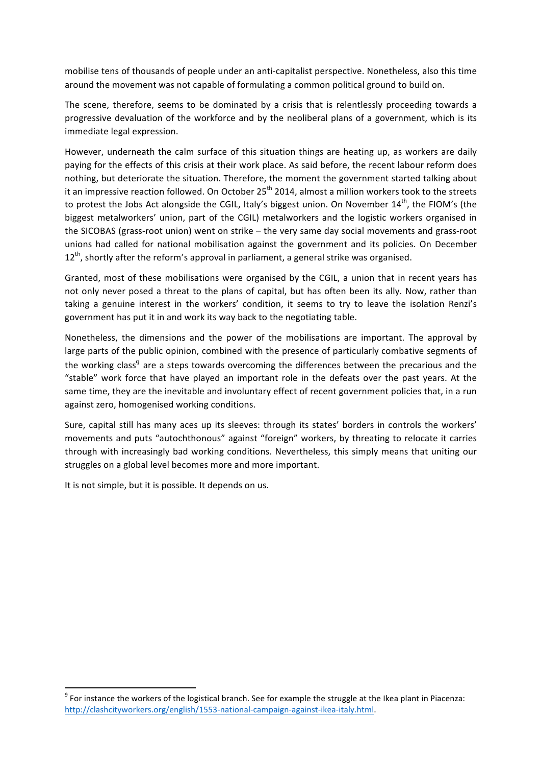mobilise tens of thousands of people under an anti-capitalist perspective. Nonetheless, also this time around the movement was not capable of formulating a common political ground to build on.

The scene, therefore, seems to be dominated by a crisis that is relentlessly proceeding towards a progressive devaluation of the workforce and by the neoliberal plans of a government, which is its immediate legal expression.

However, underneath the calm surface of this situation things are heating up, as workers are daily paying for the effects of this crisis at their work place. As said before, the recent labour reform does nothing, but deteriorate the situation. Therefore, the moment the government started talking about it an impressive reaction followed. On October 25th 2014, almost a million workers took to the streets to protest the Jobs Act alongside the CGIL, Italy's biggest union. On November 14th, the FIOM's (the biggest metalworkers' union, part of the CGIL) metalworkers and the logistic workers organised in the SICOBAS (grass-root union) went on strike – the very same day social movements and grass-root unions had called for national mobilisation against the government and its policies. On December 12th, shortly after the reform's approval in parliament, a general strike was organised.

Granted, most of these mobilisations were organised by the CGIL, a union that in recent years has not only never posed a threat to the plans of capital, but has often been its ally. Now, rather than taking a genuine interest in the workers' condition, it seems to try to leave the isolation Renzi's government has put it in and work its way back to the negotiating table.

Nonetheless, the dimensions and the power of the mobilisations are important. The approval by large parts of the public opinion, combined with the presence of particularly combative segments of the working class[9] are a steps towards overcoming the differences between the precarious and the "stable" work force that have played an important role in the defeats over the past years. At the same time, they are the inevitable and involuntary effect of recent government policies that, in a run against zero, homogenised working conditions.

Sure, capital still has many aces up its sleeves: through its states' borders in controls the workers' movements and puts "autochthonous" against "foreign" workers, by threating to relocate it carries through with increasingly bad working conditions. Nevertheless, this simply means that uniting our struggles on a global level becomes more and more important.

It is not simple, but it is possible. It depends on us.

---

[9] For instance the workers of the logistical branch. See for example the struggle at the Ikea plant in Piacenza: http://clashcityworkers.org/english/1553-national-campaign-against-ikea-italy.html.